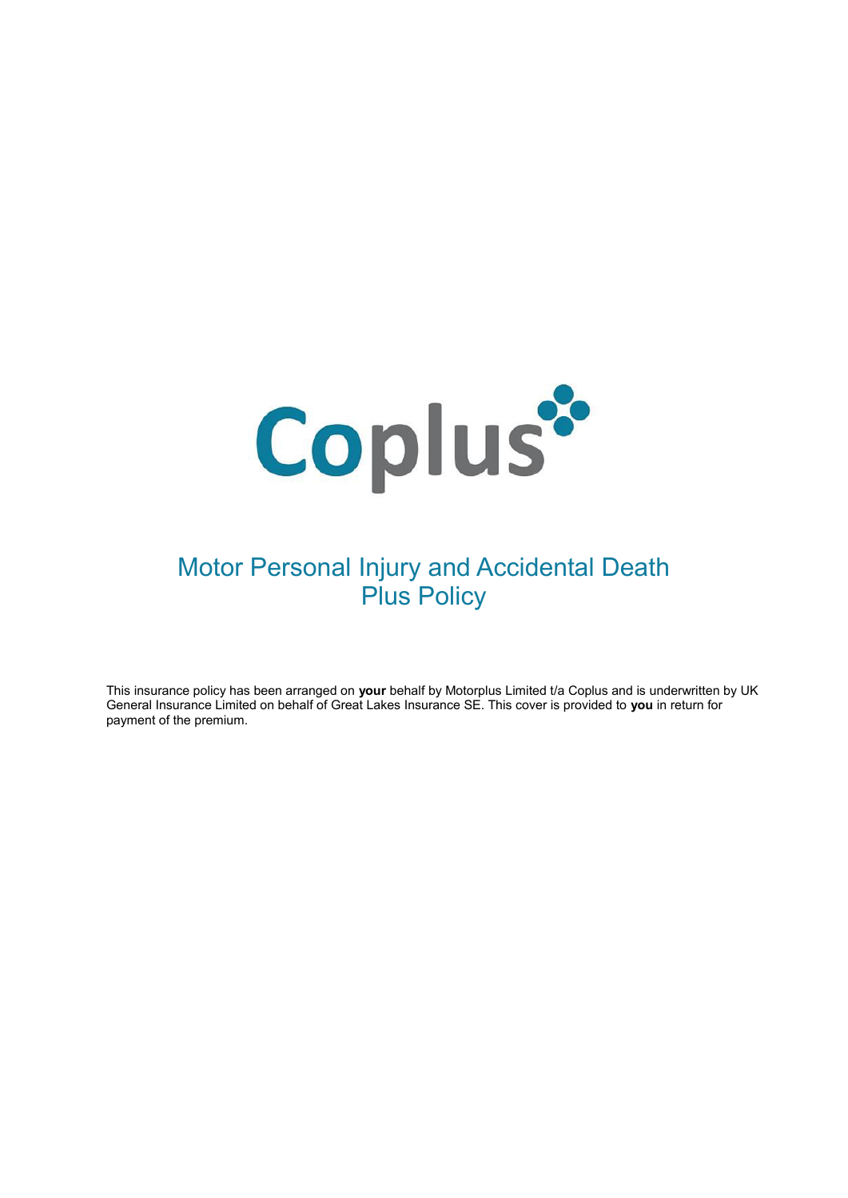Coplus

# Motor Personal Injury and Accidental Death Plus Policy

This insurance policy has been arranged on **your** behalf by Motorplus Limited t/a Coplus and is underwritten by UK General Insurance Limited on behalf of Great Lakes Insurance SE. This cover is provided to **you** in return for payment of the premium.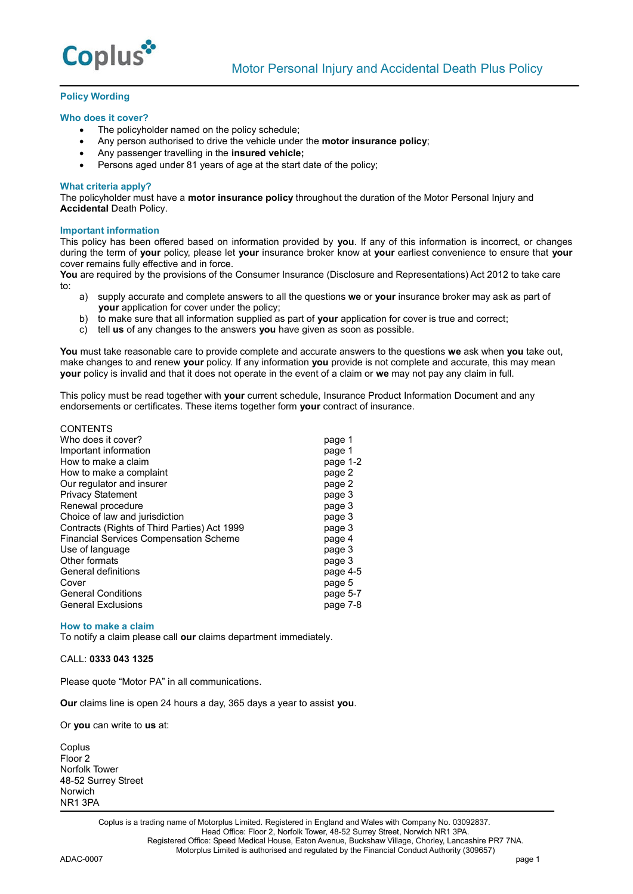# Motor Personal Injury and Accidental Death Plus Policy

## Policy Wording

### Who does it cover?

- The policyholder named on the policy schedule;
- Any person authorised to drive the vehicle under the **motor insurance policy**;
- Any passenger travelling in the **insured vehicle;**
- Persons aged under 81 years of age at the start date of the policy;

### What criteria apply?

The policyholder must have a **motor insurance policy** throughout the duration of the Motor Personal Injury and **Accidental** Death Policy.

### Important information

This policy has been offered based on information provided by **you**. If any of this information is incorrect, or changes during the term of **your** policy, please let **your** insurance broker know at **your** earliest convenience to ensure that **your** cover remains fully effective and in force.

**You** are required by the provisions of the Consumer Insurance (Disclosure and Representations) Act 2012 to take care to:

a) supply accurate and complete answers to all the questions **we** or **your** insurance broker may ask as part of **your** application for cover under the policy;
b) to make sure that all information supplied as part of **your** application for cover is true and correct;
c) tell **us** of any changes to the answers **you** have given as soon as possible.

**You** must take reasonable care to provide complete and accurate answers to the questions **we** ask when **you** take out, make changes to and renew **your** policy. If any information **you** provide is not complete and accurate, this may mean **your** policy is invalid and that it does not operate in the event of a claim or **we** may not pay any claim in full.

This policy must be read together with **your** current schedule, Insurance Product Information Document and any endorsements or certificates. These items together form **your** contract of insurance.

CONTENTS

| | |
|---|---|
| Who does it cover? | page 1 |
| Important information | page 1 |
| How to make a claim | page 1-2 |
| How to make a complaint | page 2 |
| Our regulator and insurer | page 2 |
| Privacy Statement | page 3 |
| Renewal procedure | page 3 |
| Choice of law and jurisdiction | page 3 |
| Contracts (Rights of Third Parties) Act 1999 | page 3 |
| Financial Services Compensation Scheme | page 4 |
| Use of language | page 3 |
| Other formats | page 3 |
| General definitions | page 4-5 |
| Cover | page 5 |
| General Conditions | page 5-7 |
| General Exclusions | page 7-8 |

### How to make a claim

To notify a claim please call **our** claims department immediately.

CALL: **0333 043 1325**

Please quote "Motor PA" in all communications.

**Our** claims line is open 24 hours a day, 365 days a year to assist **you**.

Or **you** can write to **us** at:

Coplus
Floor 2
Norfolk Tower
48-52 Surrey Street
Norwich
NR1 3PA

Coplus is a trading name of Motorplus Limited. Registered in England and Wales with Company No. 03092837.
Head Office: Floor 2, Norfolk Tower, 48-52 Surrey Street, Norwich NR1 3PA.
Registered Office: Speed Medical House, Eaton Avenue, Buckshaw Village, Chorley, Lancashire PR7 7NA.
Motorplus Limited is authorised and regulated by the Financial Conduct Authority (309657)

ADAC-0007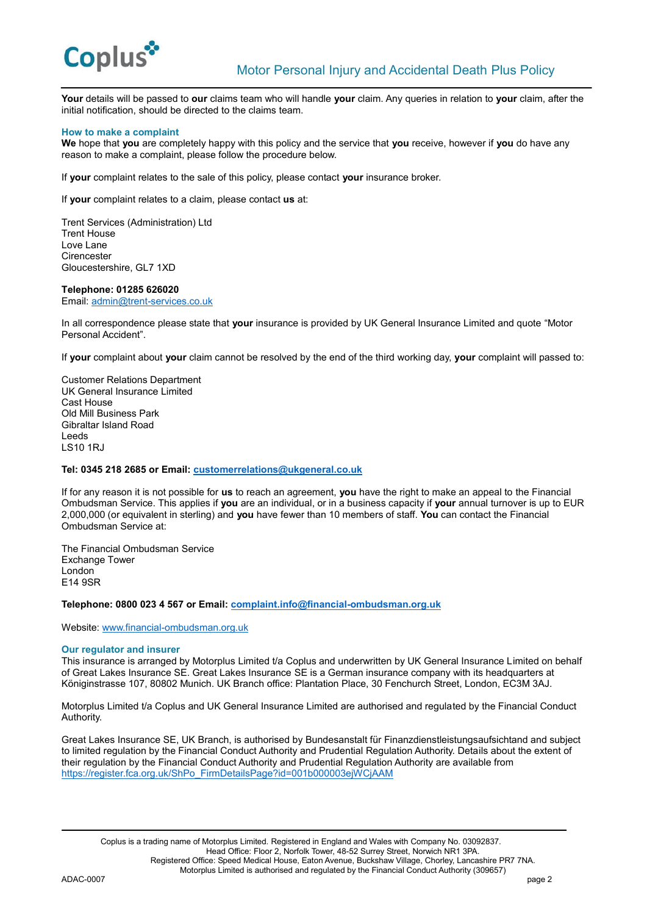**Your** details will be passed to **our** claims team who will handle **your** claim. Any queries in relation to **your** claim, after the initial notification, should be directed to the claims team.

## How to make a complaint

**We** hope that **you** are completely happy with this policy and the service that **you** receive, however if **you** do have any reason to make a complaint, please follow the procedure below.

If **your** complaint relates to the sale of this policy, please contact **your** insurance broker.

If **your** complaint relates to a claim, please contact **us** at:

Trent Services (Administration) Ltd
Trent House
Love Lane
Cirencester
Gloucestershire, GL7 1XD

**Telephone: 01285 626020**
Email: admin@trent-services.co.uk

In all correspondence please state that **your** insurance is provided by UK General Insurance Limited and quote "Motor Personal Accident".

If **your** complaint about **your** claim cannot be resolved by the end of the third working day, **your** complaint will passed to:

Customer Relations Department
UK General Insurance Limited
Cast House
Old Mill Business Park
Gibraltar Island Road
Leeds
LS10 1RJ

**Tel: 0345 218 2685 or Email: customerrelations@ukgeneral.co.uk**

If for any reason it is not possible for **us** to reach an agreement, **you** have the right to make an appeal to the Financial Ombudsman Service. This applies if **you** are an individual, or in a business capacity if **your** annual turnover is up to EUR 2,000,000 (or equivalent in sterling) and **you** have fewer than 10 members of staff. **You** can contact the Financial Ombudsman Service at:

The Financial Ombudsman Service
Exchange Tower
London
E14 9SR

**Telephone: 0800 023 4 567 or Email: complaint.info@financial-ombudsman.org.uk**

Website: www.financial-ombudsman.org.uk

## Our regulator and insurer

This insurance is arranged by Motorplus Limited t/a Coplus and underwritten by UK General Insurance Limited on behalf of Great Lakes Insurance SE. Great Lakes Insurance SE is a German insurance company with its headquarters at Königinstrasse 107, 80802 Munich. UK Branch office: Plantation Place, 30 Fenchurch Street, London, EC3M 3AJ.

Motorplus Limited t/a Coplus and UK General Insurance Limited are authorised and regulated by the Financial Conduct Authority.

Great Lakes Insurance SE, UK Branch, is authorised by Bundesanstalt für Finanzdienstleistungsaufsichtand and subject to limited regulation by the Financial Conduct Authority and Prudential Regulation Authority. Details about the extent of their regulation by the Financial Conduct Authority and Prudential Regulation Authority are available from https://register.fca.org.uk/ShPo_FirmDetailsPage?id=001b000003ejWCjAAM

Coplus is a trading name of Motorplus Limited. Registered in England and Wales with Company No. 03092837.
Head Office: Floor 2, Norfolk Tower, 48-52 Surrey Street, Norwich NR1 3PA.
Registered Office: Speed Medical House, Eaton Avenue, Buckshaw Village, Chorley, Lancashire PR7 7NA.
Motorplus Limited is authorised and regulated by the Financial Conduct Authority (309657)

ADAC-0007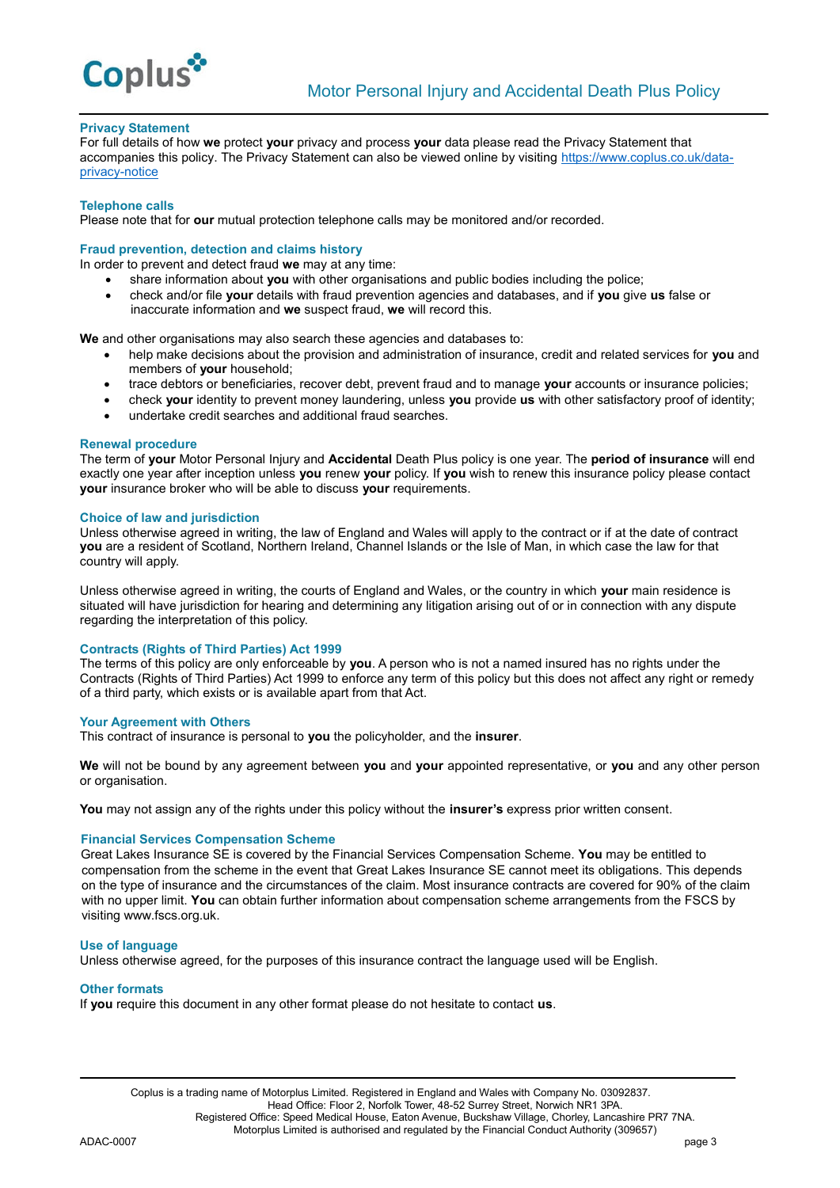## Privacy Statement

For full details of how **we** protect **your** privacy and process **your** data please read the Privacy Statement that accompanies this policy. The Privacy Statement can also be viewed online by visiting https://www.coplus.co.uk/data-privacy-notice

## Telephone calls

Please note that for **our** mutual protection telephone calls may be monitored and/or recorded.

## Fraud prevention, detection and claims history

In order to prevent and detect fraud **we** may at any time:

- share information about **you** with other organisations and public bodies including the police;
- check and/or file **your** details with fraud prevention agencies and databases, and if **you** give **us** false or inaccurate information and **we** suspect fraud, **we** will record this.

**We** and other organisations may also search these agencies and databases to:

- help make decisions about the provision and administration of insurance, credit and related services for **you** and members of **your** household;
- trace debtors or beneficiaries, recover debt, prevent fraud and to manage **your** accounts or insurance policies;
- check **your** identity to prevent money laundering, unless **you** provide **us** with other satisfactory proof of identity;
- undertake credit searches and additional fraud searches.

## Renewal procedure

The term of **your** Motor Personal Injury and **Accidental** Death Plus policy is one year. The **period of insurance** will end exactly one year after inception unless **you** renew **your** policy. If **you** wish to renew this insurance policy please contact **your** insurance broker who will be able to discuss **your** requirements.

## Choice of law and jurisdiction

Unless otherwise agreed in writing, the law of England and Wales will apply to the contract or if at the date of contract **you** are a resident of Scotland, Northern Ireland, Channel Islands or the Isle of Man, in which case the law for that country will apply.

Unless otherwise agreed in writing, the courts of England and Wales, or the country in which **your** main residence is situated will have jurisdiction for hearing and determining any litigation arising out of or in connection with any dispute regarding the interpretation of this policy.

## Contracts (Rights of Third Parties) Act 1999

The terms of this policy are only enforceable by **you**. A person who is not a named insured has no rights under the Contracts (Rights of Third Parties) Act 1999 to enforce any term of this policy but this does not affect any right or remedy of a third party, which exists or is available apart from that Act.

## Your Agreement with Others

This contract of insurance is personal to **you** the policyholder, and the **insurer**.

**We** will not be bound by any agreement between **you** and **your** appointed representative, or **you** and any other person or organisation.

**You** may not assign any of the rights under this policy without the **insurer's** express prior written consent.

## Financial Services Compensation Scheme

Great Lakes Insurance SE is covered by the Financial Services Compensation Scheme. **You** may be entitled to compensation from the scheme in the event that Great Lakes Insurance SE cannot meet its obligations. This depends on the type of insurance and the circumstances of the claim. Most insurance contracts are covered for 90% of the claim with no upper limit. **You** can obtain further information about compensation scheme arrangements from the FSCS by visiting www.fscs.org.uk.

## Use of language

Unless otherwise agreed, for the purposes of this insurance contract the language used will be English.

## Other formats

If **you** require this document in any other format please do not hesitate to contact **us**.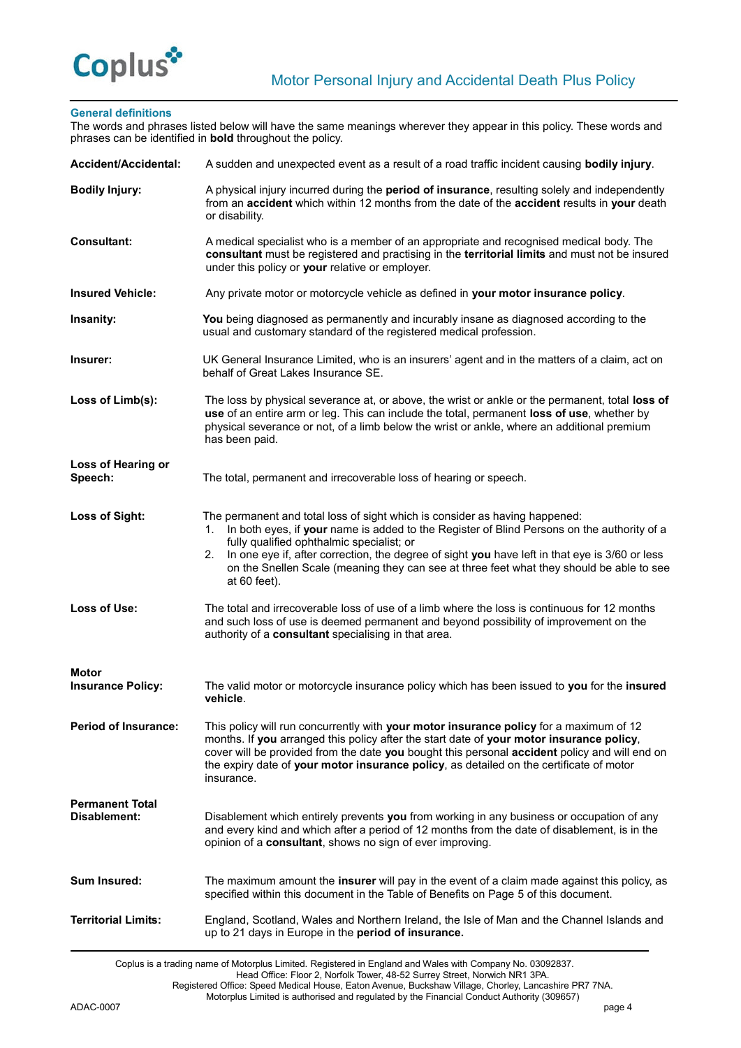## General definitions

The words and phrases listed below will have the same meanings wherever they appear in this policy. These words and phrases can be identified in **bold** throughout the policy.

| | |
|---|---|
| **Accident/Accidental:** | A sudden and unexpected event as a result of a road traffic incident causing **bodily injury**. |
| **Bodily Injury:** | A physical injury incurred during the **period of insurance**, resulting solely and independently from an **accident** which within 12 months from the date of the **accident** results in **your** death or disability. |
| **Consultant:** | A medical specialist who is a member of an appropriate and recognised medical body. The **consultant** must be registered and practising in the **territorial limits** and must not be insured under this policy or **your** relative or employer. |
| **Insured Vehicle:** | Any private motor or motorcycle vehicle as defined in **your motor insurance policy**. |
| **Insanity:** | **You** being diagnosed as permanently and incurably insane as diagnosed according to the usual and customary standard of the registered medical profession. |
| **Insurer:** | UK General Insurance Limited, who is an insurers' agent and in the matters of a claim, act on behalf of Great Lakes Insurance SE. |
| **Loss of Limb(s):** | The loss by physical severance at, or above, the wrist or ankle or the permanent, total **loss of use** of an entire arm or leg. This can include the total, permanent **loss of use**, whether by physical severance or not, of a limb below the wrist or ankle, where an additional premium has been paid. |
| **Loss of Hearing or Speech:** | The total, permanent and irrecoverable loss of hearing or speech. |
| **Loss of Sight:** | The permanent and total loss of sight which is consider as having happened:<br>1. In both eyes, if **your** name is added to the Register of Blind Persons on the authority of a fully qualified ophthalmic specialist; or<br>2. In one eye if, after correction, the degree of sight **you** have left in that eye is 3/60 or less on the Snellen Scale (meaning they can see at three feet what they should be able to see at 60 feet). |
| **Loss of Use:** | The total and irrecoverable loss of use of a limb where the loss is continuous for 12 months and such loss of use is deemed permanent and beyond possibility of improvement on the authority of a **consultant** specialising in that area. |
| **Motor Insurance Policy:** | The valid motor or motorcycle insurance policy which has been issued to **you** for the **insured vehicle**. |
| **Period of Insurance:** | This policy will run concurrently with **your motor insurance policy** for a maximum of 12 months. If **you** arranged this policy after the start date of **your motor insurance policy**, cover will be provided from the date **you** bought this personal **accident** policy and will end on the expiry date of **your motor insurance policy**, as detailed on the certificate of motor insurance. |
| **Permanent Total Disablement:** | Disablement which entirely prevents **you** from working in any business or occupation of any and every kind and which after a period of 12 months from the date of disablement, is in the opinion of a **consultant**, shows no sign of ever improving. |
| **Sum Insured:** | The maximum amount the **insurer** will pay in the event of a claim made against this policy, as specified within this document in the Table of Benefits on Page 5 of this document. |
| **Territorial Limits:** | England, Scotland, Wales and Northern Ireland, the Isle of Man and the Channel Islands and up to 21 days in Europe in the **period of insurance.** |

Coplus is a trading name of Motorplus Limited. Registered in England and Wales with Company No. 03092837.
Head Office: Floor 2, Norfolk Tower, 48-52 Surrey Street, Norwich NR1 3PA.
Registered Office: Speed Medical House, Eaton Avenue, Buckshaw Village, Chorley, Lancashire PR7 7NA.
Motorplus Limited is authorised and regulated by the Financial Conduct Authority (309657)

ADAC-0007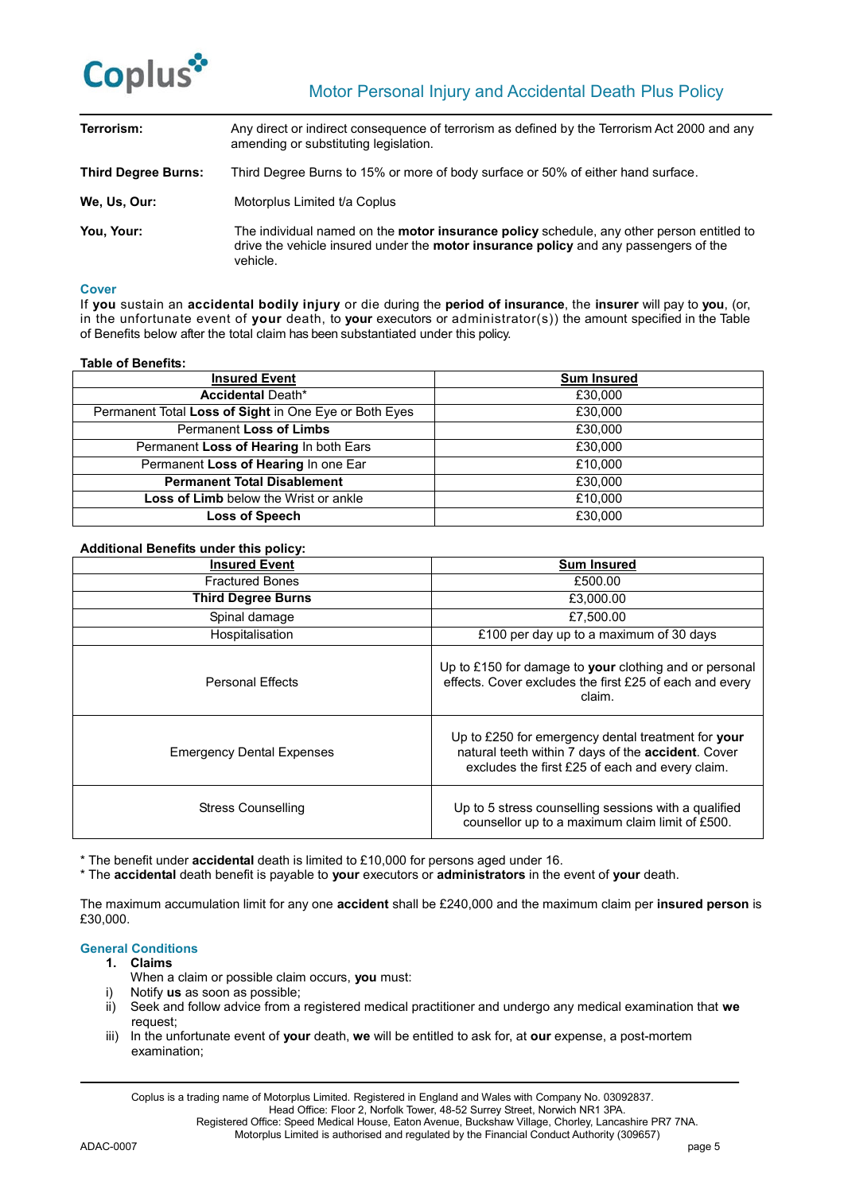| | |
|---|---|
| **Terrorism:** | Any direct or indirect consequence of terrorism as defined by the Terrorism Act 2000 and any amending or substituting legislation. |
| **Third Degree Burns:** | Third Degree Burns to 15% or more of body surface or 50% of either hand surface. |
| **We, Us, Our:** | Motorplus Limited t/a Coplus |
| **You, Your:** | The individual named on the **motor insurance policy** schedule, any other person entitled to drive the vehicle insured under the **motor insurance policy** and any passengers of the vehicle. |

## Cover

If **you** sustain an **accidental bodily injury** or die during the **period of insurance**, the **insurer** will pay to **you**, (or, in the unfortunate event of **your** death, to **your** executors or administrator(s)) the amount specified in the Table of Benefits below after the total claim has been substantiated under this policy.

**Table of Benefits:**

| Insured Event | Sum Insured |
|---|---|
| **Accidental** Death* | £30,000 |
| Permanent Total **Loss of Sight** in One Eye or Both Eyes | £30,000 |
| Permanent **Loss of Limbs** | £30,000 |
| Permanent **Loss of Hearing** In both Ears | £30,000 |
| Permanent **Loss of Hearing** In one Ear | £10,000 |
| **Permanent Total Disablement** | £30,000 |
| **Loss of Limb** below the Wrist or ankle | £10,000 |
| **Loss of Speech** | £30,000 |

**Additional Benefits under this policy:**

| Insured Event | Sum Insured |
|---|---|
| Fractured Bones | £500.00 |
| **Third Degree Burns** | £3,000.00 |
| Spinal damage | £7,500.00 |
| Hospitalisation | £100 per day up to a maximum of 30 days |
| Personal Effects | Up to £150 for damage to **your** clothing and or personal effects. Cover excludes the first £25 of each and every claim. |
| Emergency Dental Expenses | Up to £250 for emergency dental treatment for **your** natural teeth within 7 days of the **accident**. Cover excludes the first £25 of each and every claim. |
| Stress Counselling | Up to 5 stress counselling sessions with a qualified counsellor up to a maximum claim limit of £500. |

* The benefit under **accidental** death is limited to £10,000 for persons aged under 16.
* The **accidental** death benefit is payable to **your** executors or **administrators** in the event of **your** death.

The maximum accumulation limit for any one **accident** shall be £240,000 and the maximum claim per **insured person** is £30,000.

## General Conditions

1. **Claims**

   When a claim or possible claim occurs, **you** must:

   i) Notify **us** as soon as possible;
   ii) Seek and follow advice from a registered medical practitioner and undergo any medical examination that **we** request;
   iii) In the unfortunate event of **your** death, **we** will be entitled to ask for, at **our** expense, a post-mortem examination;

Coplus is a trading name of Motorplus Limited. Registered in England and Wales with Company No. 03092837.
Head Office: Floor 2, Norfolk Tower, 48-52 Surrey Street, Norwich NR1 3PA.
Registered Office: Speed Medical House, Eaton Avenue, Buckshaw Village, Chorley, Lancashire PR7 7NA.
Motorplus Limited is authorised and regulated by the Financial Conduct Authority (309657)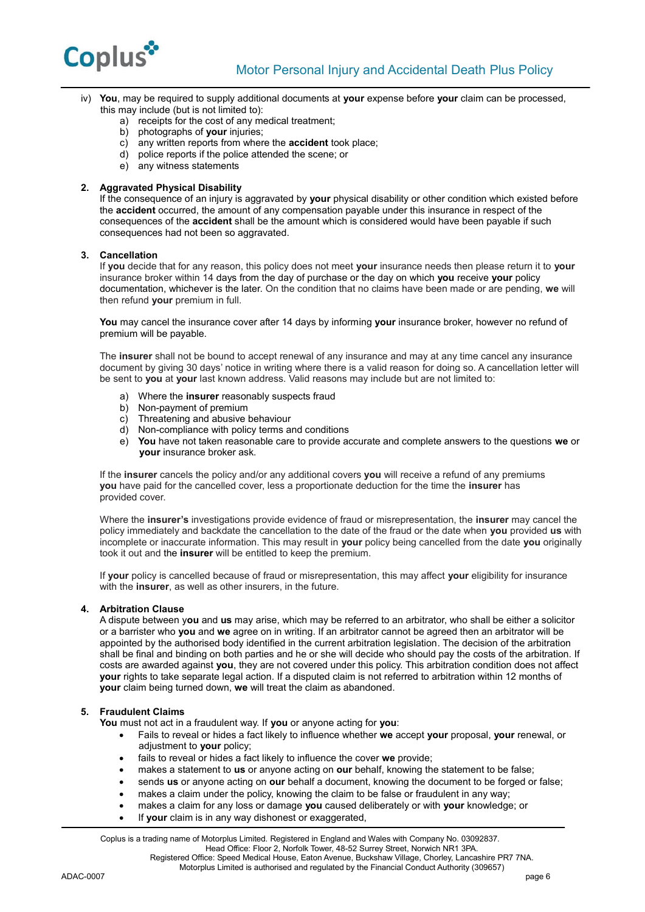iv) **You**, may be required to supply additional documents at **your** expense before **your** claim can be processed, this may include (but is not limited to):

   a) receipts for the cost of any medical treatment;
   b) photographs of **your** injuries;
   c) any written reports from where the **accident** took place;
   d) police reports if the police attended the scene; or
   e) any witness statements

**2. Aggravated Physical Disability**

If the consequence of an injury is aggravated by **your** physical disability or other condition which existed before the **accident** occurred, the amount of any compensation payable under this insurance in respect of the consequences of the **accident** shall be the amount which is considered would have been payable if such consequences had not been so aggravated.

**3. Cancellation**

If **you** decide that for any reason, this policy does not meet **your** insurance needs then please return it to **your** insurance broker within 14 days from the day of purchase or the day on which **you** receive **your** policy documentation, whichever is the later. On the condition that no claims have been made or are pending, **we** will then refund **your** premium in full.

**You** may cancel the insurance cover after 14 days by informing **your** insurance broker, however no refund of premium will be payable.

The **insurer** shall not be bound to accept renewal of any insurance and may at any time cancel any insurance document by giving 30 days' notice in writing where there is a valid reason for doing so. A cancellation letter will be sent to **you** at **your** last known address. Valid reasons may include but are not limited to:

a) Where the **insurer** reasonably suspects fraud
b) Non-payment of premium
c) Threatening and abusive behaviour
d) Non-compliance with policy terms and conditions
e) **You** have not taken reasonable care to provide accurate and complete answers to the questions **we** or **your** insurance broker ask.

If the **insurer** cancels the policy and/or any additional covers **you** will receive a refund of any premiums **you** have paid for the cancelled cover, less a proportionate deduction for the time the **insurer** has provided cover.

Where the **insurer's** investigations provide evidence of fraud or misrepresentation, the **insurer** may cancel the policy immediately and backdate the cancellation to the date of the fraud or the date when **you** provided **us** with incomplete or inaccurate information. This may result in **your** policy being cancelled from the date **you** originally took it out and the **insurer** will be entitled to keep the premium.

If **your** policy is cancelled because of fraud or misrepresentation, this may affect **your** eligibility for insurance with the **insurer**, as well as other insurers, in the future.

**4. Arbitration Clause**

A dispute between y**ou** and **us** may arise, which may be referred to an arbitrator, who shall be either a solicitor or a barrister who **you** and **we** agree on in writing. If an arbitrator cannot be agreed then an arbitrator will be appointed by the authorised body identified in the current arbitration legislation. The decision of the arbitration shall be final and binding on both parties and he or she will decide who should pay the costs of the arbitration. If costs are awarded against **you**, they are not covered under this policy. This arbitration condition does not affect **your** rights to take separate legal action. If a disputed claim is not referred to arbitration within 12 months of **your** claim being turned down, **we** will treat the claim as abandoned.

**5. Fraudulent Claims**

**You** must not act in a fraudulent way. If **you** or anyone acting for **you**:

- Fails to reveal or hides a fact likely to influence whether **we** accept **your** proposal, **your** renewal, or adjustment to **your** policy;
- fails to reveal or hides a fact likely to influence the cover **we** provide;
- makes a statement to **us** or anyone acting on **our** behalf, knowing the statement to be false;
- sends **us** or anyone acting on **our** behalf a document, knowing the document to be forged or false;
- makes a claim under the policy, knowing the claim to be false or fraudulent in any way;
- makes a claim for any loss or damage **you** caused deliberately or with **your** knowledge; or
- If **your** claim is in any way dishonest or exaggerated,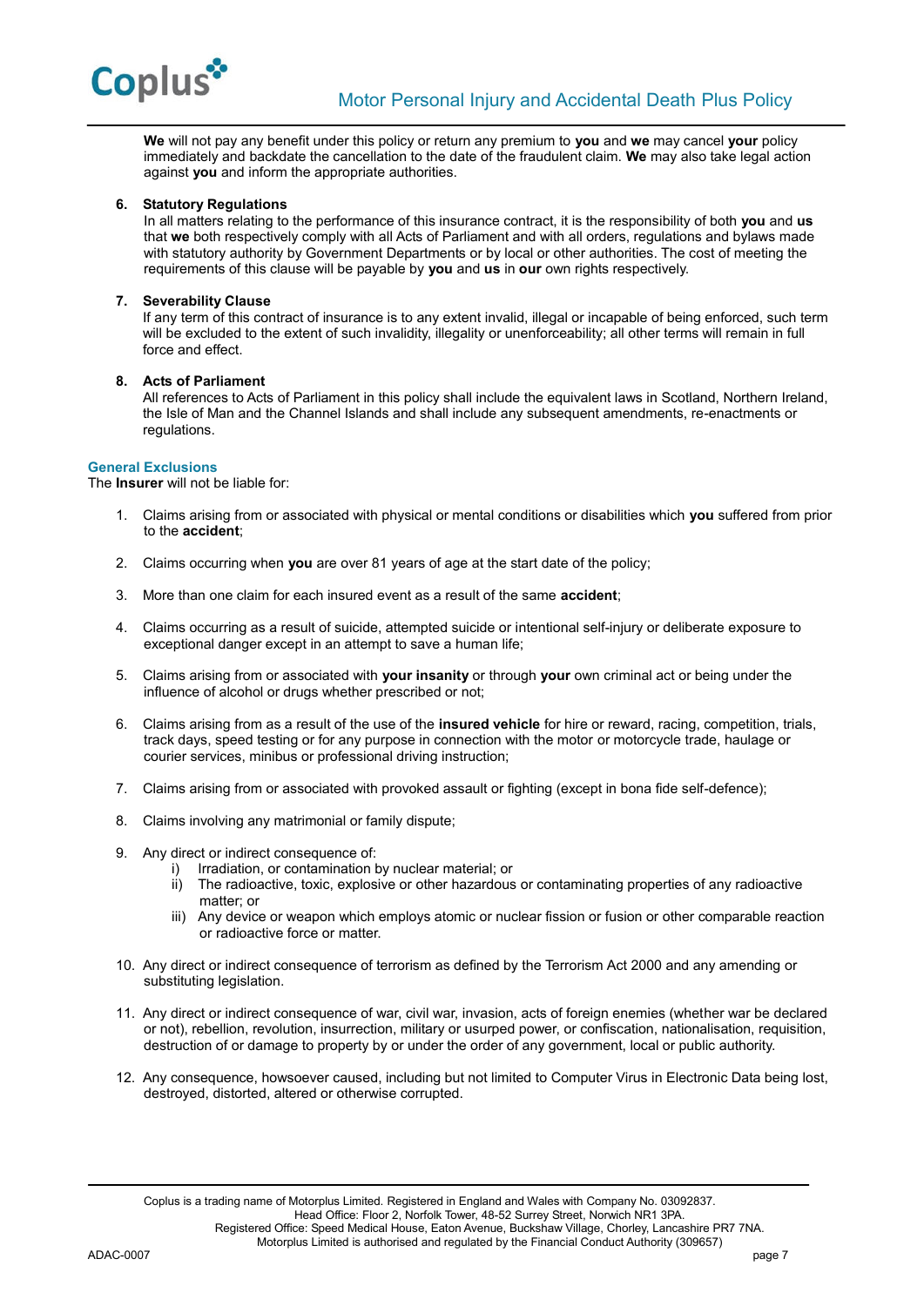**We** will not pay any benefit under this policy or return any premium to **you** and **we** may cancel **your** policy immediately and backdate the cancellation to the date of the fraudulent claim. **We** may also take legal action against **you** and inform the appropriate authorities.

6. **Statutory Regulations**
   In all matters relating to the performance of this insurance contract, it is the responsibility of both **you** and **us** that **we** both respectively comply with all Acts of Parliament and with all orders, regulations and bylaws made with statutory authority by Government Departments or by local or other authorities. The cost of meeting the requirements of this clause will be payable by **you** and **us** in **our** own rights respectively.

7. **Severability Clause**
   If any term of this contract of insurance is to any extent invalid, illegal or incapable of being enforced, such term will be excluded to the extent of such invalidity, illegality or unenforceability; all other terms will remain in full force and effect.

8. **Acts of Parliament**
   All references to Acts of Parliament in this policy shall include the equivalent laws in Scotland, Northern Ireland, the Isle of Man and the Channel Islands and shall include any subsequent amendments, re-enactments or regulations.

## General Exclusions

The **Insurer** will not be liable for:

1. Claims arising from or associated with physical or mental conditions or disabilities which **you** suffered from prior to the **accident**;

2. Claims occurring when **you** are over 81 years of age at the start date of the policy;

3. More than one claim for each insured event as a result of the same **accident**;

4. Claims occurring as a result of suicide, attempted suicide or intentional self-injury or deliberate exposure to exceptional danger except in an attempt to save a human life;

5. Claims arising from or associated with **your insanity** or through **your** own criminal act or being under the influence of alcohol or drugs whether prescribed or not;

6. Claims arising from as a result of the use of the **insured vehicle** for hire or reward, racing, competition, trials, track days, speed testing or for any purpose in connection with the motor or motorcycle trade, haulage or courier services, minibus or professional driving instruction;

7. Claims arising from or associated with provoked assault or fighting (except in bona fide self-defence);

8. Claims involving any matrimonial or family dispute;

9. Any direct or indirect consequence of:
   i) Irradiation, or contamination by nuclear material; or
   ii) The radioactive, toxic, explosive or other hazardous or contaminating properties of any radioactive matter; or
   iii) Any device or weapon which employs atomic or nuclear fission or fusion or other comparable reaction or radioactive force or matter.

10. Any direct or indirect consequence of terrorism as defined by the Terrorism Act 2000 and any amending or substituting legislation.

11. Any direct or indirect consequence of war, civil war, invasion, acts of foreign enemies (whether war be declared or not), rebellion, revolution, insurrection, military or usurped power, or confiscation, nationalisation, requisition, destruction of or damage to property by or under the order of any government, local or public authority.

12. Any consequence, howsoever caused, including but not limited to Computer Virus in Electronic Data being lost, destroyed, distorted, altered or otherwise corrupted.

Coplus is a trading name of Motorplus Limited. Registered in England and Wales with Company No. 03092837.
Head Office: Floor 2, Norfolk Tower, 48-52 Surrey Street, Norwich NR1 3PA.
Registered Office: Speed Medical House, Eaton Avenue, Buckshaw Village, Chorley, Lancashire PR7 7NA.
Motorplus Limited is authorised and regulated by the Financial Conduct Authority (309657)

ADAC-0007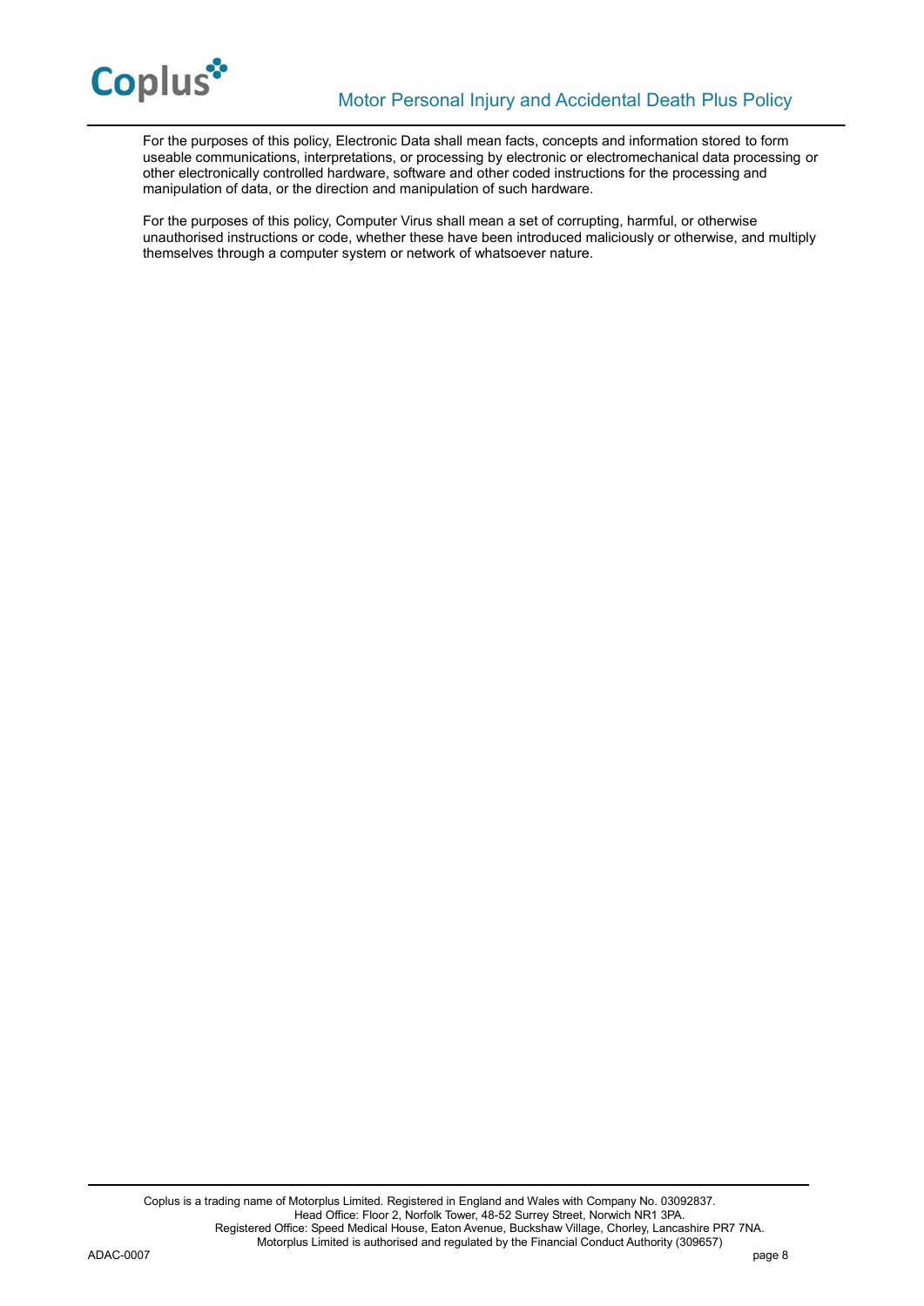For the purposes of this policy, Electronic Data shall mean facts, concepts and information stored to form useable communications, interpretations, or processing by electronic or electromechanical data processing or other electronically controlled hardware, software and other coded instructions for the processing and manipulation of data, or the direction and manipulation of such hardware.

For the purposes of this policy, Computer Virus shall mean a set of corrupting, harmful, or otherwise unauthorised instructions or code, whether these have been introduced maliciously or otherwise, and multiply themselves through a computer system or network of whatsoever nature.